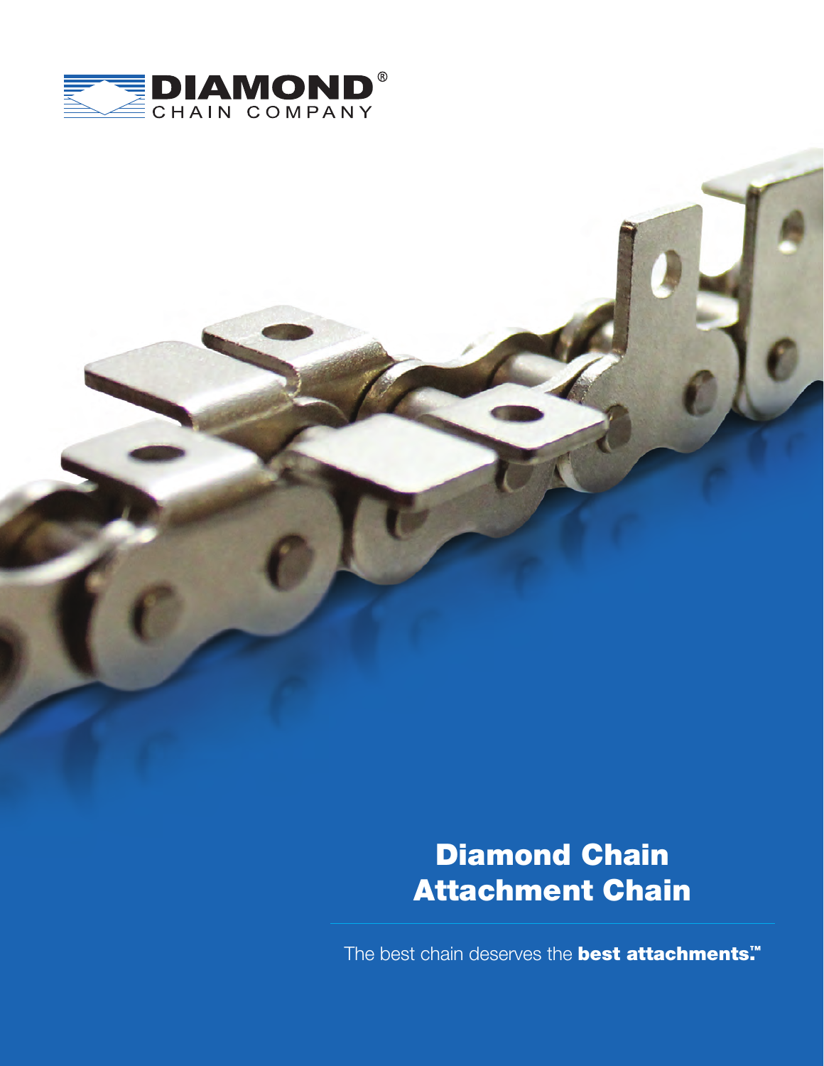DIAMOND®
CHAIN COMPANY

# Diamond Chain Attachment Chain

The best chain deserves the **best attachments.™**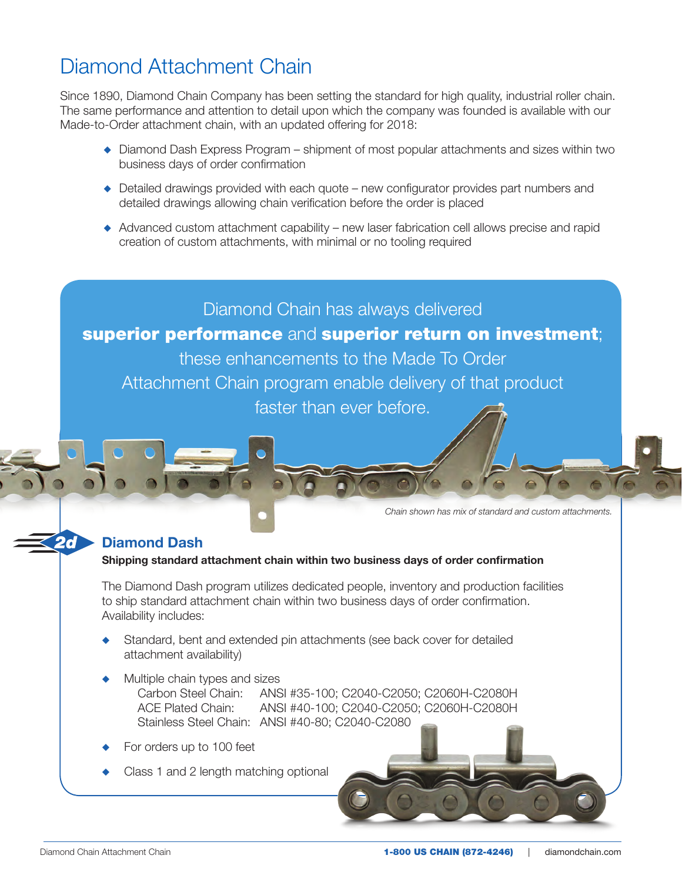# Diamond Attachment Chain

Since 1890, Diamond Chain Company has been setting the standard for high quality, industrial roller chain. The same performance and attention to detail upon which the company was founded is available with our Made-to-Order attachment chain, with an updated offering for 2018:

- Diamond Dash Express Program – shipment of most popular attachments and sizes within two business days of order confirmation
- Detailed drawings provided with each quote – new configurator provides part numbers and detailed drawings allowing chain verification before the order is placed
- Advanced custom attachment capability – new laser fabrication cell allows precise and rapid creation of custom attachments, with minimal or no tooling required

Diamond Chain has always delivered **superior performance** and **superior return on investment**; these enhancements to the Made To Order Attachment Chain program enable delivery of that product faster than ever before.

*Chain shown has mix of standard and custom attachments.*

## Diamond Dash

**Shipping standard attachment chain within two business days of order confirmation**

The Diamond Dash program utilizes dedicated people, inventory and production facilities to ship standard attachment chain within two business days of order confirmation. Availability includes:

- Standard, bent and extended pin attachments (see back cover for detailed attachment availability)
- Multiple chain types and sizes
  - Carbon Steel Chain: ANSI #35-100; C2040-C2050; C2060H-C2080H
  - ACE Plated Chain: ANSI #40-100; C2040-C2050; C2060H-C2080H
  - Stainless Steel Chain: ANSI #40-80; C2040-C2080
- For orders up to 100 feet
- Class 1 and 2 length matching optional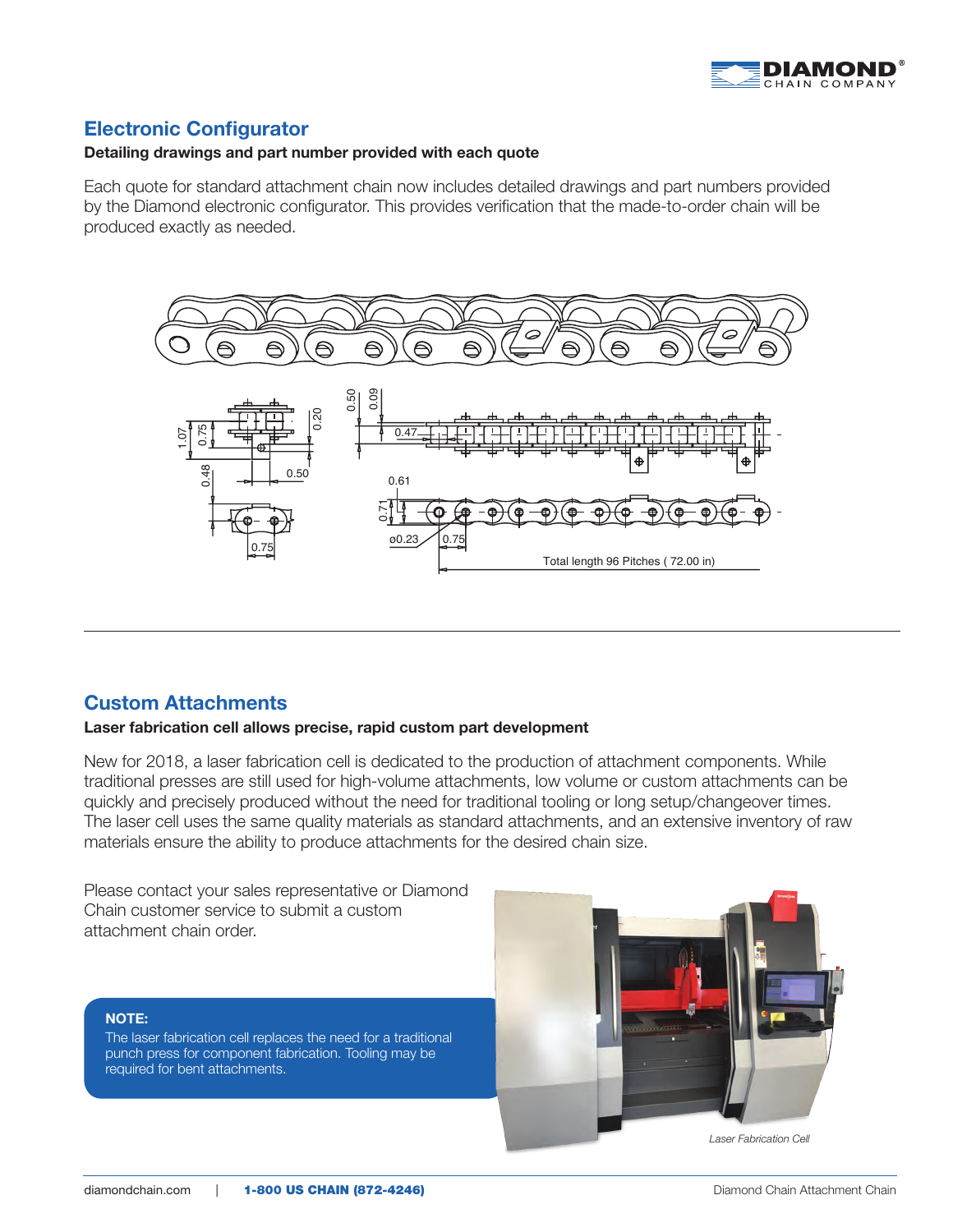## Electronic Configurator

**Detailing drawings and part number provided with each quote**

Each quote for standard attachment chain now includes detailed drawings and part numbers provided by the Diamond electronic configurator. This provides verification that the made-to-order chain will be produced exactly as needed.

---

## Custom Attachments

**Laser fabrication cell allows precise, rapid custom part development**

New for 2018, a laser fabrication cell is dedicated to the production of attachment components. While traditional presses are still used for high-volume attachments, low volume or custom attachments can be quickly and precisely produced without the need for traditional tooling or long setup/changeover times. The laser cell uses the same quality materials as standard attachments, and an extensive inventory of raw materials ensure the ability to produce attachments for the desired chain size.

Please contact your sales representative or Diamond Chain customer service to submit a custom attachment chain order.

**NOTE:**
The laser fabrication cell replaces the need for a traditional punch press for component fabrication. Tooling may be required for bent attachments.

*Laser Fabrication Cell*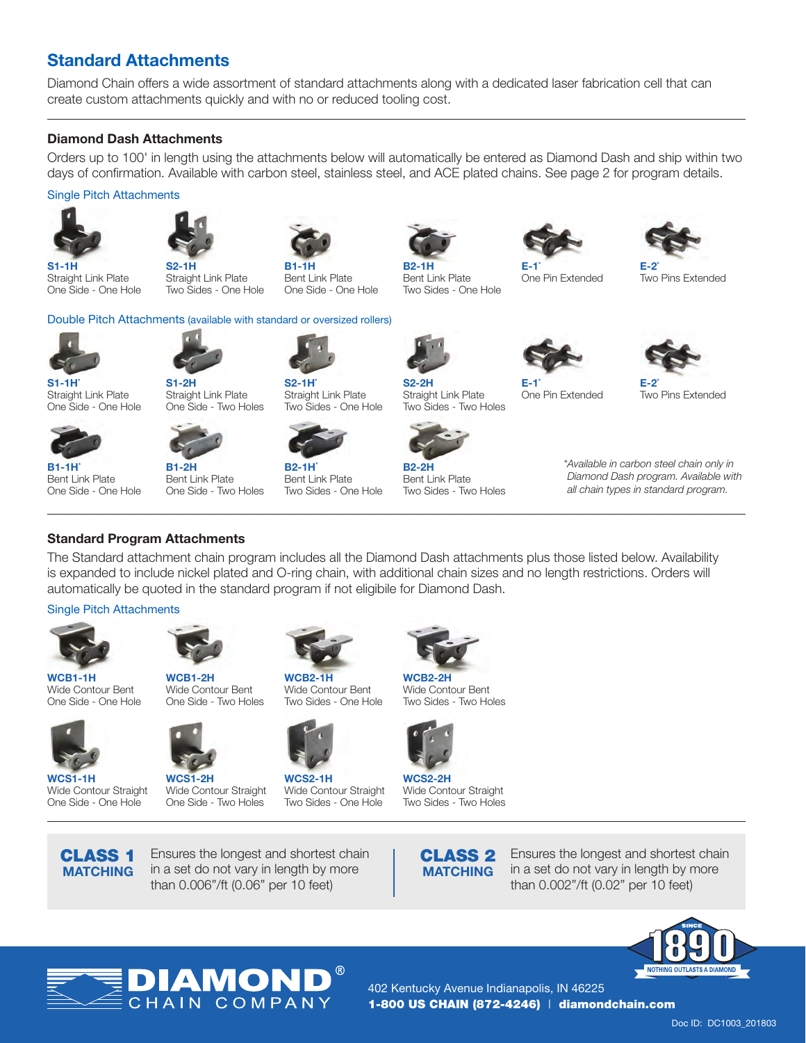## Standard Attachments

Diamond Chain offers a wide assortment of standard attachments along with a dedicated laser fabrication cell that can create custom attachments quickly and with no or reduced tooling cost.

### Diamond Dash Attachments

Orders up to 100' in length using the attachments below will automatically be entered as Diamond Dash and ship within two days of confirmation. Available with carbon steel, stainless steel, and ACE plated chains. See page 2 for program details.

#### Single Pitch Attachments

**S1-1H**
Straight Link Plate
One Side - One Hole

**S2-1H**
Straight Link Plate
Two Sides - One Hole

**B1-1H**
Bent Link Plate
One Side - One Hole

**B2-1H**
Bent Link Plate
Two Sides - One Hole

**E-1***
One Pin Extended

**E-2***
Two Pins Extended

#### Double Pitch Attachments (available with standard or oversized rollers)

**S1-1H***
Straight Link Plate
One Side - One Hole

**S1-2H**
Straight Link Plate
One Side - Two Holes

**S2-1H***
Straight Link Plate
Two Sides - One Hole

**S2-2H**
Straight Link Plate
Two Sides - Two Holes

**E-1***
One Pin Extended

**E-2***
Two Pins Extended

**B1-1H***
Bent Link Plate
One Side - One Hole

**B1-2H**
Bent Link Plate
One Side - Two Holes

**B2-1H***
Bent Link Plate
Two Sides - One Hole

**B2-2H**
Bent Link Plate
Two Sides - Two Holes

*\*Available in carbon steel chain only in Diamond Dash program. Available with all chain types in standard program.*

### Standard Program Attachments

The Standard attachment chain program includes all the Diamond Dash attachments plus those listed below. Availability is expanded to include nickel plated and O-ring chain, with additional chain sizes and no length restrictions. Orders will automatically be quoted in the standard program if not eligibile for Diamond Dash.

#### Single Pitch Attachments

**WCB1-1H**
Wide Contour Bent
One Side - One Hole

**WCB1-2H**
Wide Contour Bent
One Side - Two Holes

**WCB2-1H**
Wide Contour Bent
Two Sides - One Hole

**WCB2-2H**
Wide Contour Bent
Two Sides - Two Holes

**WCS1-1H**
Wide Contour Straight
One Side - One Hole

**WCS1-2H**
Wide Contour Straight
One Side - Two Holes

**WCS2-1H**
Wide Contour Straight
Two Sides - One Hole

**WCS2-2H**
Wide Contour Straight
Two Sides - Two Holes

**CLASS 1 MATCHING** Ensures the longest and shortest chain in a set do not vary in length by more than 0.006"/ft (0.06" per 10 feet)

**CLASS 2 MATCHING** Ensures the longest and shortest chain in a set do not vary in length by more than 0.002"/ft (0.02" per 10 feet)

SINCE 1890 NOTHING OUTLASTS A DIAMOND

DIAMOND® CHAIN COMPANY

402 Kentucky Avenue Indianapolis, IN 46225
**1-800 US CHAIN (872-4246)** | **diamondchain.com**

Doc ID: DC1003_201803